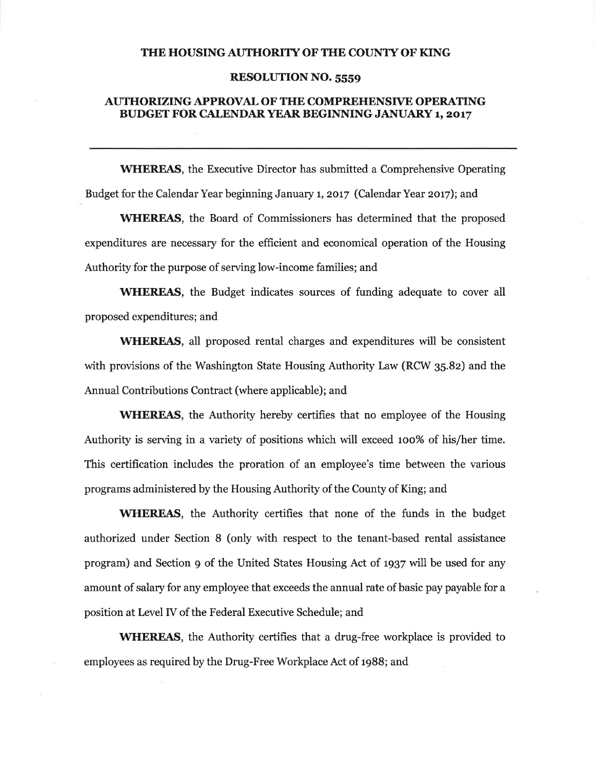# THE HOUSING AUTHORITY OF THE COUNTY OF KING

## RESOLUTION NO. 5559

## AUTHORIZING APPROVAL OF THE COMPREHENSIVE OPERATING BUDGET FOR CALENDAR YEAR BEGINNING JANUARY 1, 2017

---

**WHEREAS**, the Executive Director has submitted a Comprehensive Operating Budget for the Calendar Year beginning January 1, 2017 (Calendar Year 2017); and

**WHEREAS**, the Board of Commissioners has determined that the proposed expenditures are necessary for the efficient and economical operation of the Housing Authority for the purpose of serving low-income families; and

**WHEREAS**, the Budget indicates sources of funding adequate to cover all proposed expenditures; and

**WHEREAS**, all proposed rental charges and expenditures will be consistent with provisions of the Washington State Housing Authority Law (RCW 35.82) and the Annual Contributions Contract (where applicable); and

**WHEREAS**, the Authority hereby certifies that no employee of the Housing Authority is serving in a variety of positions which will exceed 100% of his/her time. This certification includes the proration of an employee's time between the various programs administered by the Housing Authority of the County of King; and

**WHEREAS**, the Authority certifies that none of the funds in the budget authorized under Section 8 (only with respect to the tenant-based rental assistance program) and Section 9 of the United States Housing Act of 1937 will be used for any amount of salary for any employee that exceeds the annual rate of basic pay payable for a position at Level IV of the Federal Executive Schedule; and

**WHEREAS**, the Authority certifies that a drug-free workplace is provided to employees as required by the Drug-Free Workplace Act of 1988; and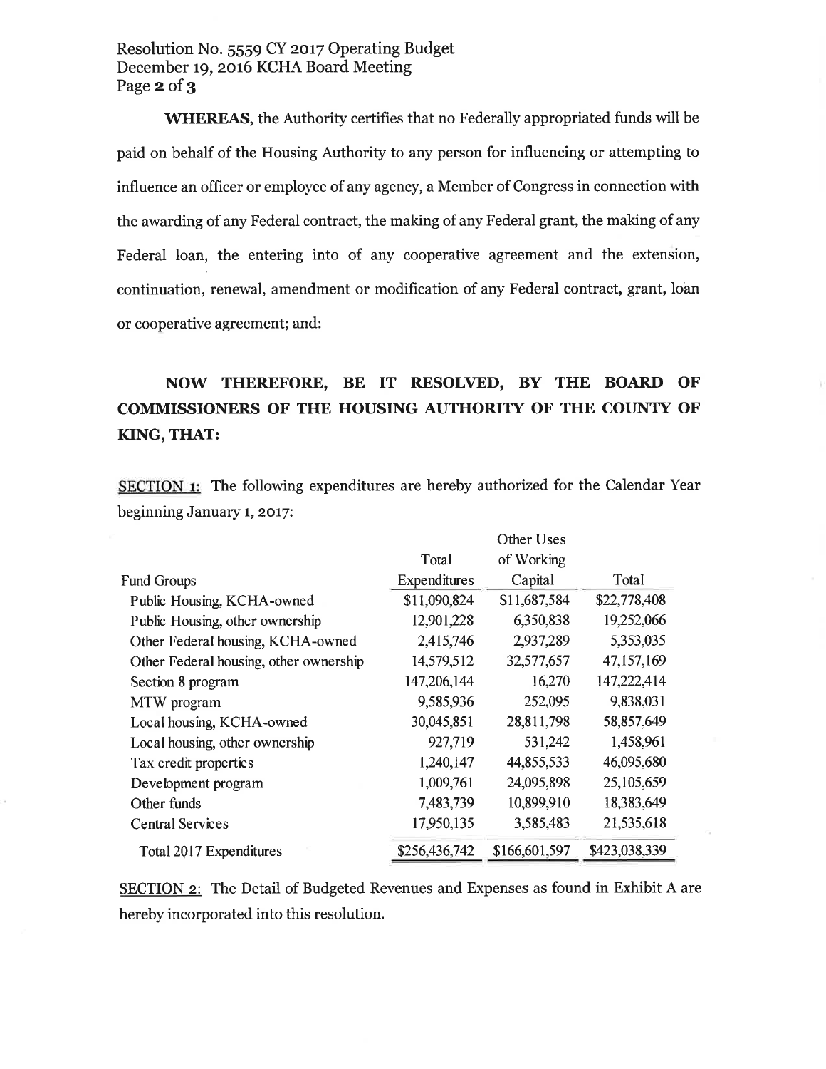**WHEREAS**, the Authority certifies that no Federally appropriated funds will be paid on behalf of the Housing Authority to any person for influencing or attempting to influence an officer or employee of any agency, a Member of Congress in connection with the awarding of any Federal contract, the making of any Federal grant, the making of any Federal loan, the entering into of any cooperative agreement and the extension, continuation, renewal, amendment or modification of any Federal contract, grant, loan or cooperative agreement; and:

**NOW THEREFORE, BE IT RESOLVED, BY THE BOARD OF COMMISSIONERS OF THE HOUSING AUTHORITY OF THE COUNTY OF KING, THAT:**

SECTION 1: The following expenditures are hereby authorized for the Calendar Year beginning January 1, 2017:

| Fund Groups | Total Expenditures | Other Uses of Working Capital | Total |
|---|---|---|---|
| Public Housing, KCHA-owned | $11,090,824 | $11,687,584 | $22,778,408 |
| Public Housing, other ownership | 12,901,228 | 6,350,838 | 19,252,066 |
| Other Federal housing, KCHA-owned | 2,415,746 | 2,937,289 | 5,353,035 |
| Other Federal housing, other ownership | 14,579,512 | 32,577,657 | 47,157,169 |
| Section 8 program | 147,206,144 | 16,270 | 147,222,414 |
| MTW program | 9,585,936 | 252,095 | 9,838,031 |
| Local housing, KCHA-owned | 30,045,851 | 28,811,798 | 58,857,649 |
| Local housing, other ownership | 927,719 | 531,242 | 1,458,961 |
| Tax credit properties | 1,240,147 | 44,855,533 | 46,095,680 |
| Development program | 1,009,761 | 24,095,898 | 25,105,659 |
| Other funds | 7,483,739 | 10,899,910 | 18,383,649 |
| Central Services | 17,950,135 | 3,585,483 | 21,535,618 |
| Total 2017 Expenditures | $256,436,742 | $166,601,597 | $423,038,339 |

SECTION 2: The Detail of Budgeted Revenues and Expenses as found in Exhibit A are hereby incorporated into this resolution.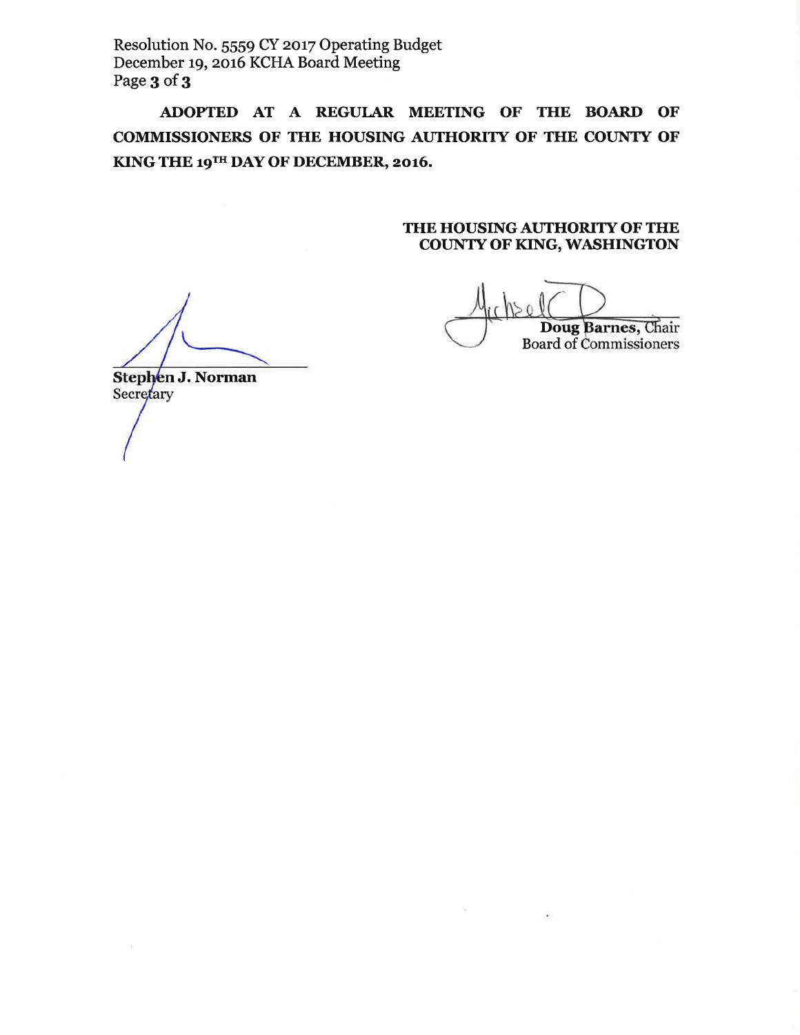Resolution No. 5559 CY 2017 Operating Budget
December 19, 2016 KCHA Board Meeting

**ADOPTED AT A REGULAR MEETING OF THE BOARD OF COMMISSIONERS OF THE HOUSING AUTHORITY OF THE COUNTY OF KING THE 19TH DAY OF DECEMBER, 2016.**

**THE HOUSING AUTHORITY OF THE COUNTY OF KING, WASHINGTON**

**Doug Barnes**, Chair
Board of Commissioners

**Stephen J. Norman**
Secretary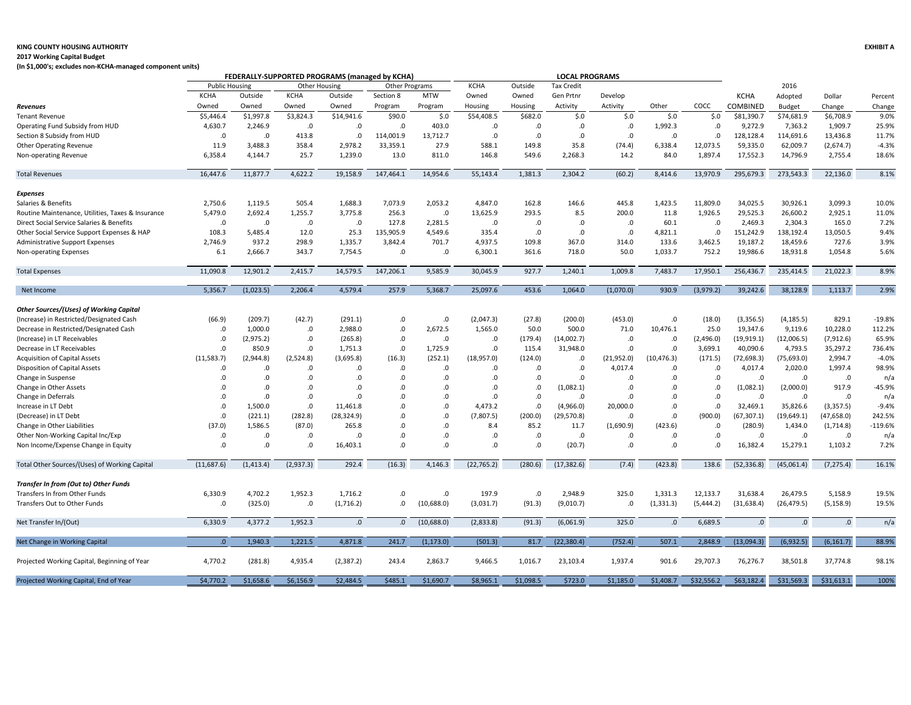**KING COUNTY HOUSING AUTHORITY**

**EXHIBIT A**

**2017 Working Capital Budget**

**(In $1,000's; excludes non-KCHA-managed component units)**

| | FEDERALLY-SUPPORTED PROGRAMS (managed by KCHA) | | | | | | LOCAL PROGRAMS | | | | | | | | |
|---|---|---|---|---|---|---|---|---|---|---|---|---|---|---|---|
| | Public Housing | | Other Housing | | Other Programs | | | | | | | | | | |
| | KCHA | Outside | KCHA | Outside | Section 8 | MTW | KCHA Owned | Outside Owned | Tax Credit Gen Prtnr | Develop | | | KCHA | 2016 Adopted | Dollar | Percent |
| ***Revenues*** | Owned | Owned | Owned | Owned | Program | Program | Housing | Housing | Activity | Activity | Other | COCC | COMBINED | Budget | Change | Change |
| Tenant Revenue | $5,446.4 | $1,997.8 | $3,824.3 | $14,941.6 | $90.0 | $.0 | $54,408.5 | $682.0 | $.0 | $.0 | $.0 | $.0 | $81,390.7 | $74,681.9 | $6,708.9 | 9.0% |
| Operating Fund Subsidy from HUD | 4,630.7 | 2,246.9 | .0 | .0 | .0 | 403.0 | .0 | .0 | .0 | .0 | 1,992.3 | .0 | 9,272.9 | 7,363.2 | 1,909.7 | 25.9% |
| Section 8 Subsidy from HUD | .0 | .0 | 413.8 | .0 | 114,001.9 | 13,712.7 | .0 | .0 | .0 | .0 | .0 | .0 | 128,128.4 | 114,691.6 | 13,436.8 | 11.7% |
| Other Operating Revenue | 11.9 | 3,488.3 | 358.4 | 2,978.2 | 33,359.1 | 27.9 | 588.1 | 149.8 | 35.8 | (74.4) | 6,338.4 | 12,073.5 | 59,335.0 | 62,009.7 | (2,674.7) | -4.3% |
| Non-operating Revenue | 6,358.4 | 4,144.7 | 25.7 | 1,239.0 | 13.0 | 811.0 | 146.8 | 549.6 | 2,268.3 | 14.2 | 84.0 | 1,897.4 | 17,552.3 | 14,796.9 | 2,755.4 | 18.6% |
| Total Revenues | 16,447.6 | 11,877.7 | 4,622.2 | 19,158.9 | 147,464.1 | 14,954.6 | 55,143.4 | 1,381.3 | 2,304.2 | (60.2) | 8,414.6 | 13,970.9 | 295,679.3 | 273,543.3 | 22,136.0 | 8.1% |
| ***Expenses*** | | | | | | | | | | | | | | | | |
| Salaries & Benefits | 2,750.6 | 1,119.5 | 505.4 | 1,688.3 | 7,073.9 | 2,053.2 | 4,847.0 | 162.8 | 146.6 | 445.8 | 1,423.5 | 11,809.0 | 34,025.5 | 30,926.1 | 3,099.3 | 10.0% |
| Routine Maintenance, Utilities, Taxes & Insurance | 5,479.0 | 2,692.4 | 1,255.7 | 3,775.8 | 256.3 | .0 | 13,625.9 | 293.5 | 8.5 | 200.0 | 11.8 | 1,926.5 | 29,525.3 | 26,600.2 | 2,925.1 | 11.0% |
| Direct Social Service Salaries & Benefits | .0 | .0 | .0 | .0 | 127.8 | 2,281.5 | .0 | .0 | .0 | .0 | 60.1 | .0 | 2,469.3 | 2,304.3 | 165.0 | 7.2% |
| Other Social Service Support Expenses & HAP | 108.3 | 5,485.4 | 12.0 | 25.3 | 135,905.9 | 4,549.6 | 335.4 | .0 | .0 | .0 | 4,821.1 | .0 | 151,242.9 | 138,192.4 | 13,050.5 | 9.4% |
| Administrative Support Expenses | 2,746.9 | 937.2 | 298.9 | 1,335.7 | 3,842.4 | 701.7 | 4,937.5 | 109.8 | 367.0 | 314.0 | 133.6 | 3,462.5 | 19,187.2 | 18,459.6 | 727.6 | 3.9% |
| Non-operating Expenses | 6.1 | 2,666.7 | 343.7 | 7,754.5 | .0 | .0 | 6,300.1 | 361.6 | 718.0 | 50.0 | 1,033.7 | 752.2 | 19,986.6 | 18,931.8 | 1,054.8 | 5.6% |
| Total Expenses | 11,090.8 | 12,901.2 | 2,415.7 | 14,579.5 | 147,206.1 | 9,585.9 | 30,045.9 | 927.7 | 1,240.1 | 1,009.8 | 7,483.7 | 17,950.1 | 256,436.7 | 235,414.5 | 21,022.3 | 8.9% |
| Net Income | 5,356.7 | (1,023.5) | 2,206.4 | 4,579.4 | 257.9 | 5,368.7 | 25,097.6 | 453.6 | 1,064.0 | (1,070.0) | 930.9 | (3,979.2) | 39,242.6 | 38,128.9 | 1,113.7 | 2.9% |
| ***Other Sources/(Uses) of Working Capital*** | | | | | | | | | | | | | | | | |
| (Increase) in Restricted/Designated Cash | (66.9) | (209.7) | (42.7) | (291.1) | .0 | .0 | (2,047.3) | (27.8) | (200.0) | (453.0) | .0 | (18.0) | (3,356.5) | (4,185.5) | 829.1 | -19.8% |
| Decrease in Restricted/Designated Cash | .0 | 1,000.0 | .0 | 2,988.0 | .0 | 2,672.5 | 1,565.0 | 50.0 | 500.0 | 71.0 | 10,476.1 | 25.0 | 19,347.6 | 9,119.6 | 10,228.0 | 112.2% |
| (Increase) in LT Receivables | .0 | (2,975.2) | .0 | (265.8) | .0 | .0 | .0 | (179.4) | (14,002.7) | .0 | .0 | (2,496.0) | (19,919.1) | (12,006.5) | (7,912.6) | 65.9% |
| Decrease in LT Receivables | .0 | 850.9 | .0 | 1,751.3 | .0 | 1,725.9 | .0 | 115.4 | 31,948.0 | .0 | .0 | 3,699.1 | 40,090.6 | 4,793.5 | 35,297.2 | 736.4% |
| Acquisition of Capital Assets | (11,583.7) | (2,944.8) | (2,524.8) | (3,695.8) | (16.3) | (252.1) | (18,957.0) | (124.0) | .0 | (21,952.0) | (10,476.3) | (171.5) | (72,698.3) | (75,693.0) | 2,994.7 | -4.0% |
| Disposition of Capital Assets | .0 | .0 | .0 | .0 | .0 | .0 | .0 | .0 | .0 | 4,017.4 | .0 | .0 | 4,017.4 | 2,020.0 | 1,997.4 | 98.9% |
| Change in Suspense | .0 | .0 | .0 | .0 | .0 | .0 | .0 | .0 | .0 | .0 | .0 | .0 | .0 | .0 | .0 | n/a |
| Change in Other Assets | .0 | .0 | .0 | .0 | .0 | .0 | .0 | .0 | (1,082.1) | .0 | .0 | .0 | (1,082.1) | (2,000.0) | 917.9 | -45.9% |
| Change in Deferrals | .0 | .0 | .0 | .0 | .0 | .0 | .0 | .0 | .0 | .0 | .0 | .0 | .0 | .0 | .0 | n/a |
| Increase in LT Debt | .0 | 1,500.0 | .0 | 11,461.8 | .0 | .0 | 4,473.2 | .0 | (4,966.0) | 20,000.0 | .0 | .0 | 32,469.1 | 35,826.6 | (3,357.5) | -9.4% |
| (Decrease) in LT Debt | .0 | (221.1) | (282.8) | (28,324.9) | .0 | .0 | (7,807.5) | (200.0) | (29,570.8) | .0 | .0 | (900.0) | (67,307.1) | (19,649.1) | (47,658.0) | 242.5% |
| Change in Other Liabilities | (37.0) | 1,586.5 | (87.0) | 265.8 | .0 | .0 | 8.4 | 85.2 | 11.7 | (1,690.9) | (423.6) | .0 | (280.9) | 1,434.0 | (1,714.8) | -119.6% |
| Other Non-Working Capital Inc/Exp | .0 | .0 | .0 | .0 | .0 | .0 | .0 | .0 | .0 | .0 | .0 | .0 | .0 | .0 | .0 | n/a |
| Non Income/Expense Change in Equity | .0 | .0 | .0 | 16,403.1 | .0 | .0 | .0 | .0 | (20.7) | .0 | .0 | .0 | 16,382.4 | 15,279.1 | 1,103.2 | 7.2% |
| Total Other Sources/(Uses) of Working Capital | (11,687.6) | (1,413.4) | (2,937.3) | 292.4 | (16.3) | 4,146.3 | (22,765.2) | (280.6) | (17,382.6) | (7.4) | (423.8) | 138.6 | (52,336.8) | (45,061.4) | (7,275.4) | 16.1% |
| ***Transfer In from (Out to) Other Funds*** | | | | | | | | | | | | | | | | |
| Transfers In from Other Funds | 6,330.9 | 4,702.2 | 1,952.3 | 1,716.2 | .0 | .0 | 197.9 | .0 | 2,948.9 | 325.0 | 1,331.3 | 12,133.7 | 31,638.4 | 26,479.5 | 5,158.9 | 19.5% |
| Transfers Out to Other Funds | .0 | (325.0) | .0 | (1,716.2) | .0 | (10,688.0) | (3,031.7) | (91.3) | (9,010.7) | .0 | (1,331.3) | (5,444.2) | (31,638.4) | (26,479.5) | (5,158.9) | 19.5% |
| Net Transfer In/(Out) | 6,330.9 | 4,377.2 | 1,952.3 | .0 | .0 | (10,688.0) | (2,833.8) | (91.3) | (6,061.9) | 325.0 | .0 | 6,689.5 | .0 | .0 | .0 | n/a |
| Net Change in Working Capital | .0 | 1,940.3 | 1,221.5 | 4,871.8 | 241.7 | (1,173.0) | (501.3) | 81.7 | (22,380.4) | (752.4) | 507.1 | 2,848.9 | (13,094.3) | (6,932.5) | (6,161.7) | 88.9% |
| Projected Working Capital, Beginning of Year | 4,770.2 | (281.8) | 4,935.4 | (2,387.2) | 243.4 | 2,863.7 | 9,466.5 | 1,016.7 | 23,103.4 | 1,937.4 | 901.6 | 29,707.3 | 76,276.7 | 38,501.8 | 37,774.8 | 98.1% |
| Projected Working Capital, End of Year | $4,770.2 | $1,658.6 | $6,156.9 | $2,484.5 | $485.1 | $1,690.7 | $8,965.1 | $1,098.5 | $723.0 | $1,185.0 | $1,408.7 | $32,556.2 | $63,182.4 | $31,569.3 | $31,613.1 | 100% |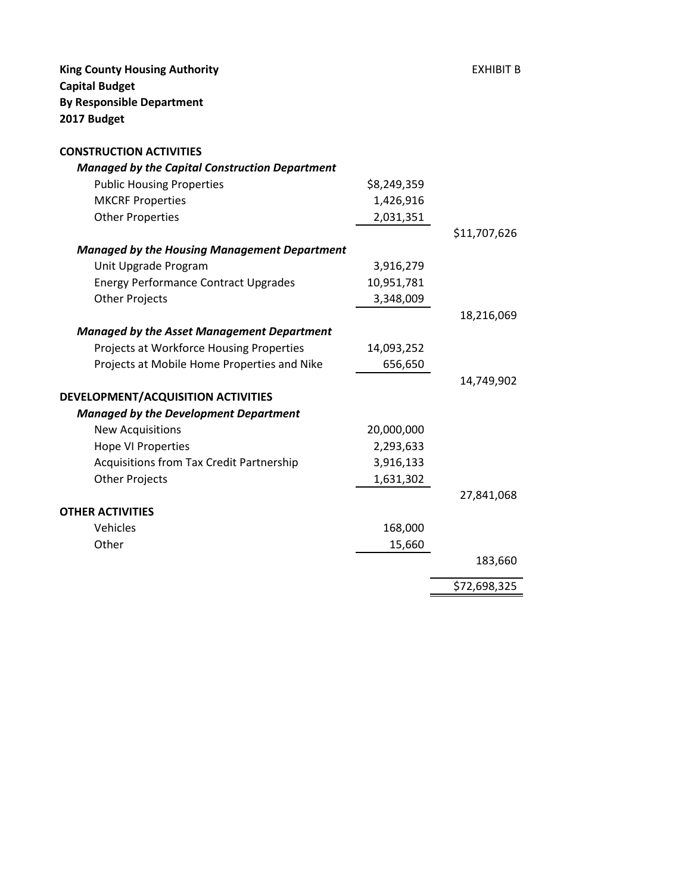**King County Housing Authority**
**Capital Budget**
**By Responsible Department**
**2017 Budget**

EXHIBIT B

| | | |
|---|---|---|
| **CONSTRUCTION ACTIVITIES** | | |
| ***Managed by the Capital Construction Department*** | | |
| Public Housing Properties | $8,249,359 | |
| MKCRF Properties | 1,426,916 | |
| Other Properties | 2,031,351 | |
| | | $11,707,626 |
| ***Managed by the Housing Management Department*** | | |
| Unit Upgrade Program | 3,916,279 | |
| Energy Performance Contract Upgrades | 10,951,781 | |
| Other Projects | 3,348,009 | |
| | | 18,216,069 |
| ***Managed by the Asset Management Department*** | | |
| Projects at Workforce Housing Properties | 14,093,252 | |
| Projects at Mobile Home Properties and Nike | 656,650 | |
| | | 14,749,902 |
| **DEVELOPMENT/ACQUISITION ACTIVITIES** | | |
| ***Managed by the Development Department*** | | |
| New Acquisitions | 20,000,000 | |
| Hope VI Properties | 2,293,633 | |
| Acquisitions from Tax Credit Partnership | 3,916,133 | |
| Other Projects | 1,631,302 | |
| | | 27,841,068 |
| **OTHER ACTIVITIES** | | |
| Vehicles | 168,000 | |
| Other | 15,660 | |
| | | 183,660 |
| | | $72,698,325 |